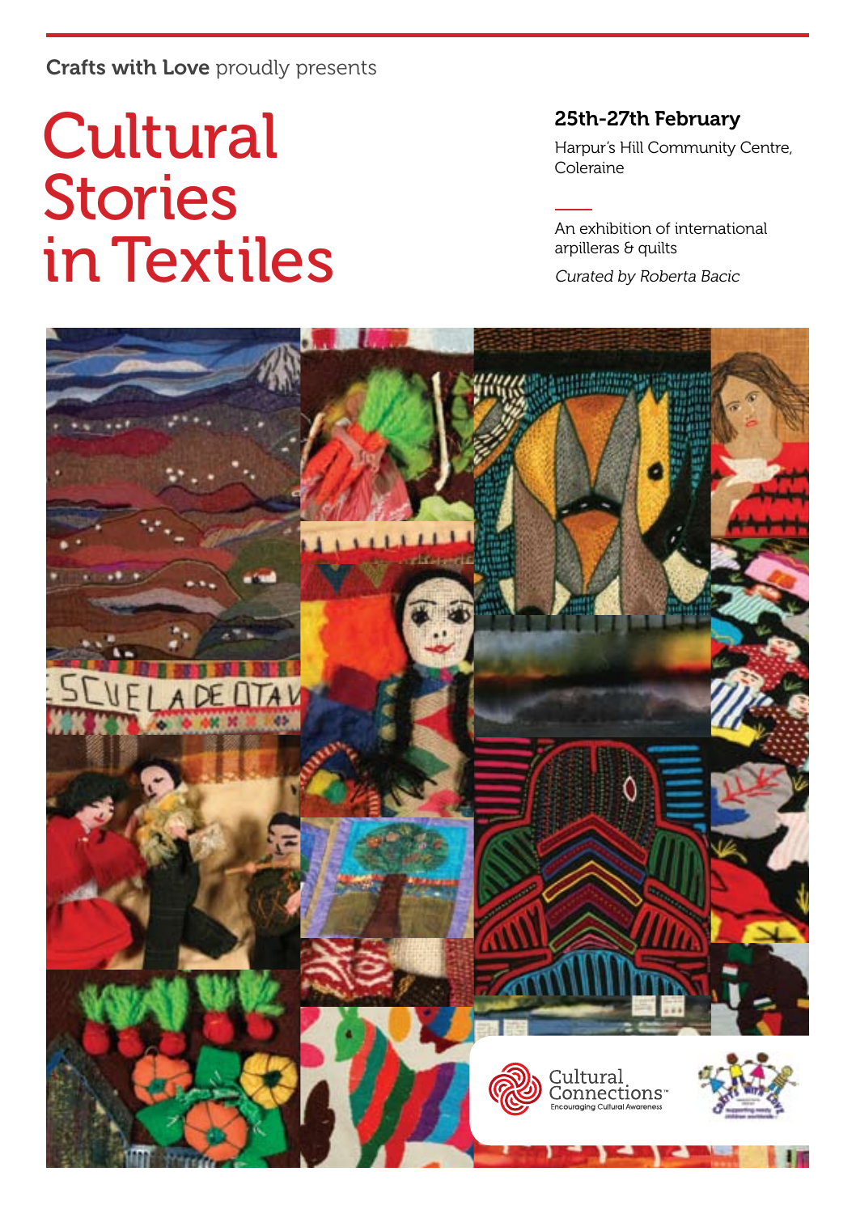**Crafts with Love** proudly presents

# Cultural Stories in Textiles

## 25th-27th February

Harpur's Hill Community Centre, Coleraine

An exhibition of international arpilleras & quilts

*Curated by Roberta Bacic*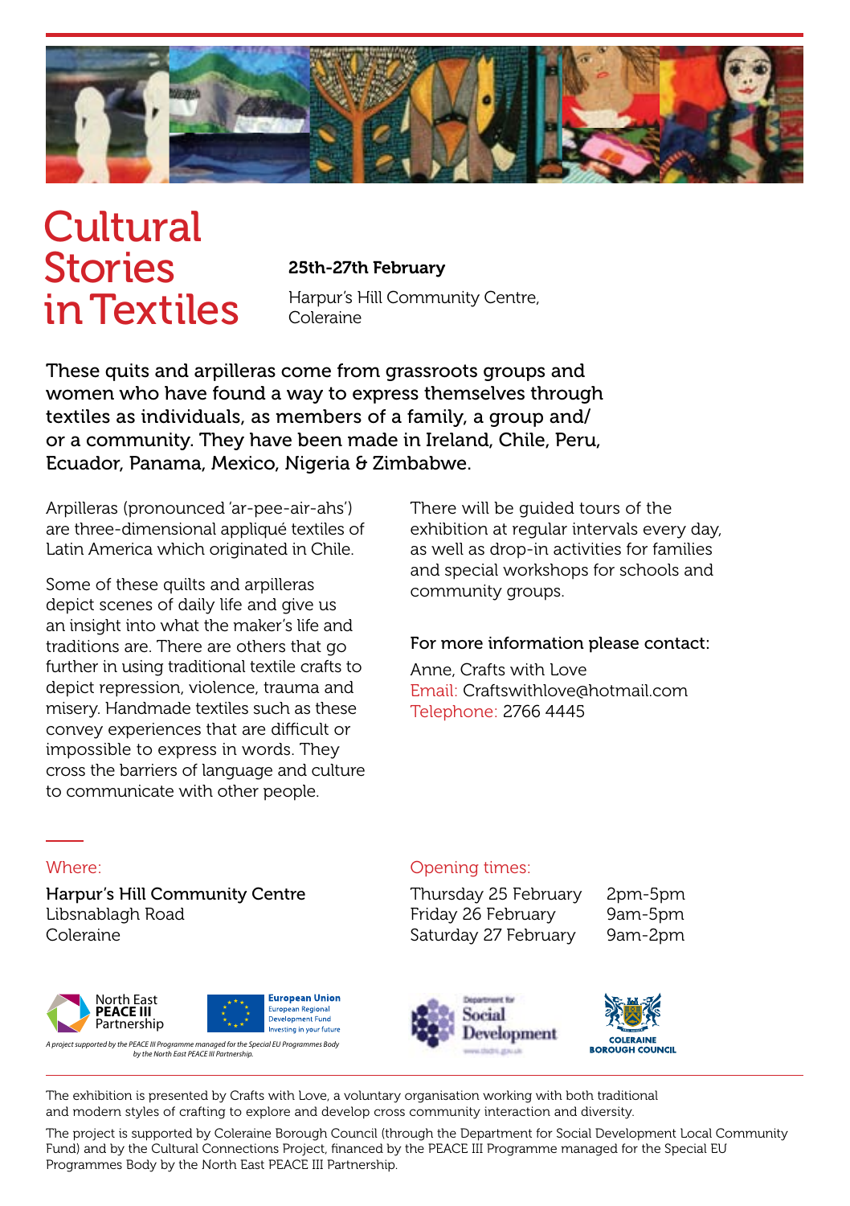# Cultural Stories in Textiles

**25th-27th February**

Harpur's Hill Community Centre, Coleraine

These quits and arpilleras come from grassroots groups and women who have found a way to express themselves through textiles as individuals, as members of a family, a group and/or a community. They have been made in Ireland, Chile, Peru, Ecuador, Panama, Mexico, Nigeria & Zimbabwe.

Arpilleras (pronounced 'ar-pee-air-ahs') are three-dimensional appliqué textiles of Latin America which originated in Chile.

Some of these quilts and arpilleras depict scenes of daily life and give us an insight into what the maker's life and traditions are. There are others that go further in using traditional textile crafts to depict repression, violence, trauma and misery. Handmade textiles such as these convey experiences that are difficult or impossible to express in words. They cross the barriers of language and culture to communicate with other people.

There will be guided tours of the exhibition at regular intervals every day, as well as drop-in activities for families and special workshops for schools and community groups.

For more information please contact:

Anne, Crafts with Love
Email: Craftswithlove@hotmail.com
Telephone: 2766 4445

Where:

**Harpur's Hill Community Centre**
Libsnablagh Road
Coleraine

Opening times:

| | |
|---|---|
| Thursday 25 February | 2pm-5pm |
| Friday 26 February | 9am-5pm |
| Saturday 27 February | 9am-2pm |

North East PEACE III Partnership

European Union
European Regional Development Fund
Investing in your future

*A project supported by the PEACE III Programme managed for the Special EU Programmes Body by the North East PEACE III Partnership.*

Department for Social Development

COLERAINE BOROUGH COUNCIL

The exhibition is presented by Crafts with Love, a voluntary organisation working with both traditional and modern styles of crafting to explore and develop cross community interaction and diversity.

The project is supported by Coleraine Borough Council (through the Department for Social Development Local Community Fund) and by the Cultural Connections Project, financed by the PEACE III Programme managed for the Special EU Programmes Body by the North East PEACE III Partnership.